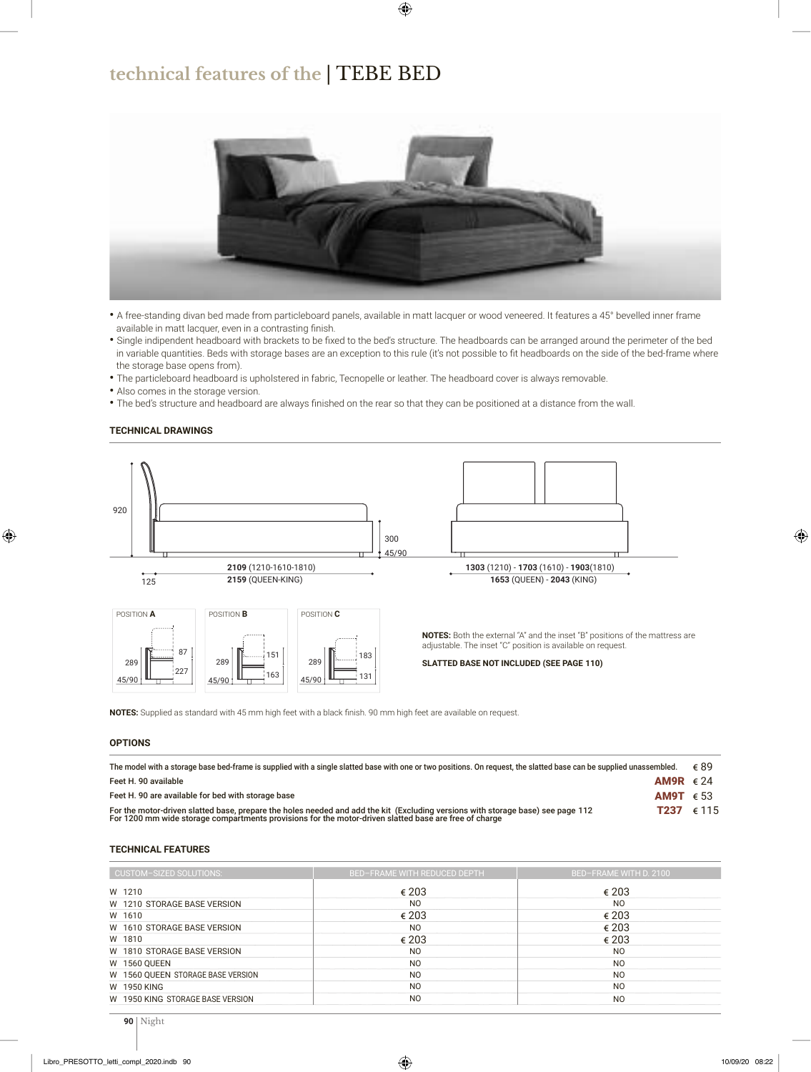# technical features of the | TEBE BED

- A free-standing divan bed made from particleboard panels, available in matt lacquer or wood veneered. It features a 45° bevelled inner frame available in matt lacquer, even in a contrasting finish.
- Single indipendent headboard with brackets to be fixed to the bed's structure. The headboards can be arranged around the perimeter of the bed in variable quantities. Beds with storage bases are an exception to this rule (it's not possible to fit headboards on the side of the bed-frame where the storage base opens from).
- The particleboard headboard is upholstered in fabric, Tecnopelle or leather. The headboard cover is always removable.
- Also comes in the storage version.
- The bed's structure and headboard are always finished on the rear so that they can be positioned at a distance from the wall.

### TECHNICAL DRAWINGS

920

300

45/90

125

**2109** (1210-1610-1810)
**2159** (QUEEN-KING)

**1303** (1210) - **1703** (1610) - **1903**(1810)
**1653** (QUEEN) - **2043** (KING)

POSITION **A**: 289, 45/90, 87, 227

POSITION **B**: 289, 45/90, 151, 163

POSITION **C**: 289, 45/90, 183, 131

**NOTES:** Both the external "A" and the inset "B" positions of the mattress are adjustable. The inset "C" position is available on request.

**SLATTED BASE NOT INCLUDED (SEE PAGE 110)**

**NOTES:** Supplied as standard with 45 mm high feet with a black finish. 90 mm high feet are available on request.

### OPTIONS

| | | |
|---|---|---|
| The model with a storage base bed-frame is supplied with a single slatted base with one or two positions. On request, the slatted base can be supplied unassembled. | | € 89 |
| Feet H. 90 available | **AM9R** | € 24 |
| Feet H. 90 are available for bed with storage base | **AM9T** | € 53 |
| For the motor-driven slatted base, prepare the holes needed and add the kit (Excluding versions with storage base) see page 112<br>For 1200 mm wide storage compartments provisions for the motor-driven slatted base are free of charge | **T237** | € 115 |

### TECHNICAL FEATURES

| CUSTOM-SIZED SOLUTIONS: | BED-FRAME WITH REDUCED DEPTH | BED-FRAME WITH D. 2100 |
|---|---|---|
| W 1210 | € 203 | € 203 |
| W 1210 STORAGE BASE VERSION | NO | NO |
| W 1610 | € 203 | € 203 |
| W 1610 STORAGE BASE VERSION | NO | € 203 |
| W 1810 | € 203 | € 203 |
| W 1810 STORAGE BASE VERSION | NO | NO |
| W 1560 QUEEN | NO | NO |
| W 1560 QUEEN STORAGE BASE VERSION | NO | NO |
| W 1950 KING | NO | NO |
| W 1950 KING STORAGE BASE VERSION | NO | NO |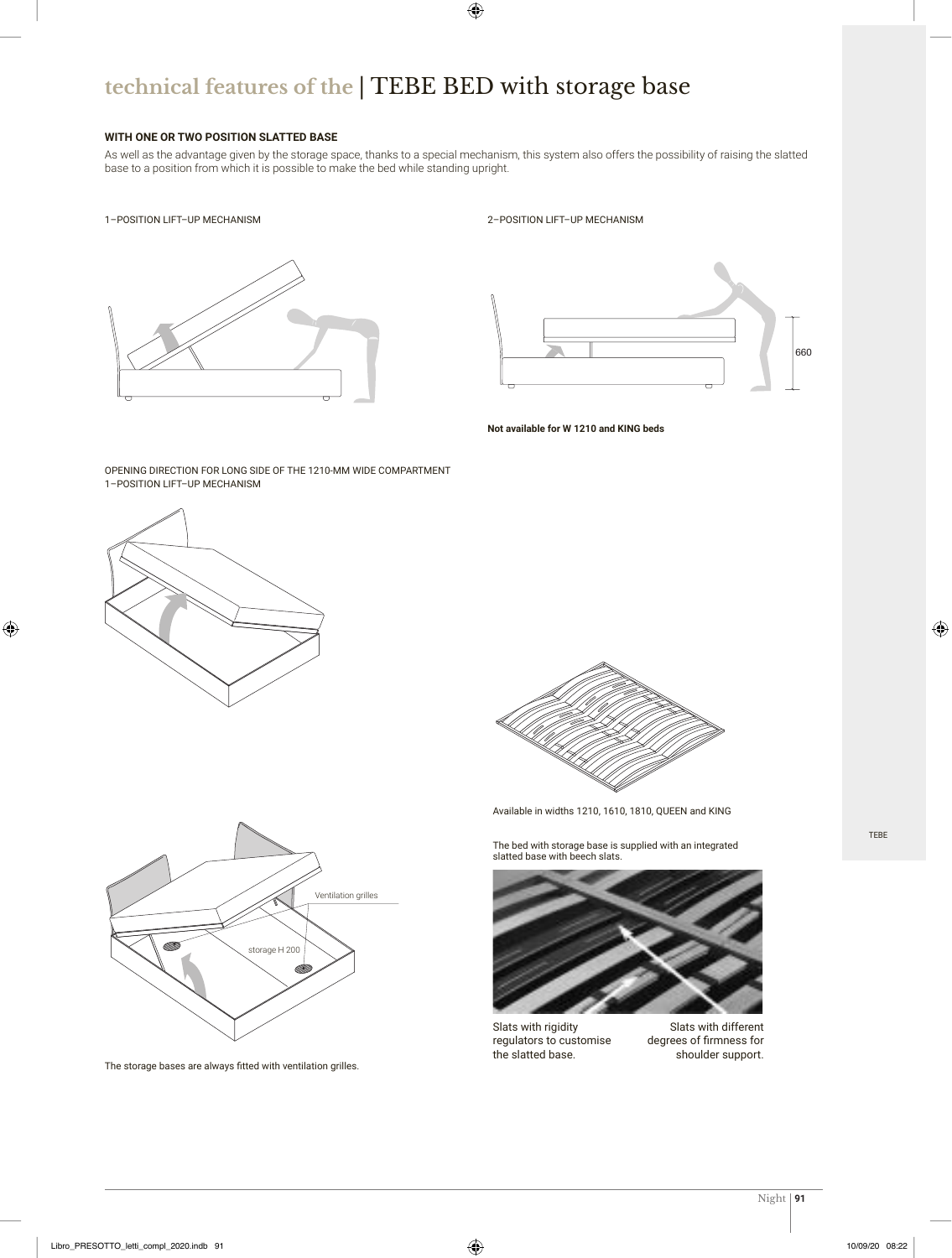# technical features of the | TEBE BED with storage base

**WITH ONE OR TWO POSITION SLATTED BASE**

As well as the advantage given by the storage space, thanks to a special mechanism, this system also offers the possibility of raising the slatted base to a position from which it is possible to make the bed while standing upright.

1–POSITION LIFT–UP MECHANISM

2–POSITION LIFT–UP MECHANISM

660

**Not available for W 1210 and KING beds**

OPENING DIRECTION FOR LONG SIDE OF THE 1210-MM WIDE COMPARTMENT
1–POSITION LIFT–UP MECHANISM

Ventilation grilles

storage H 200

The storage bases are always fitted with ventilation grilles.

Available in widths 1210, 1610, 1810, QUEEN and KING

The bed with storage base is supplied with an integrated slatted base with beech slats.

Slats with rigidity regulators to customise the slatted base.

Slats with different degrees of firmness for shoulder support.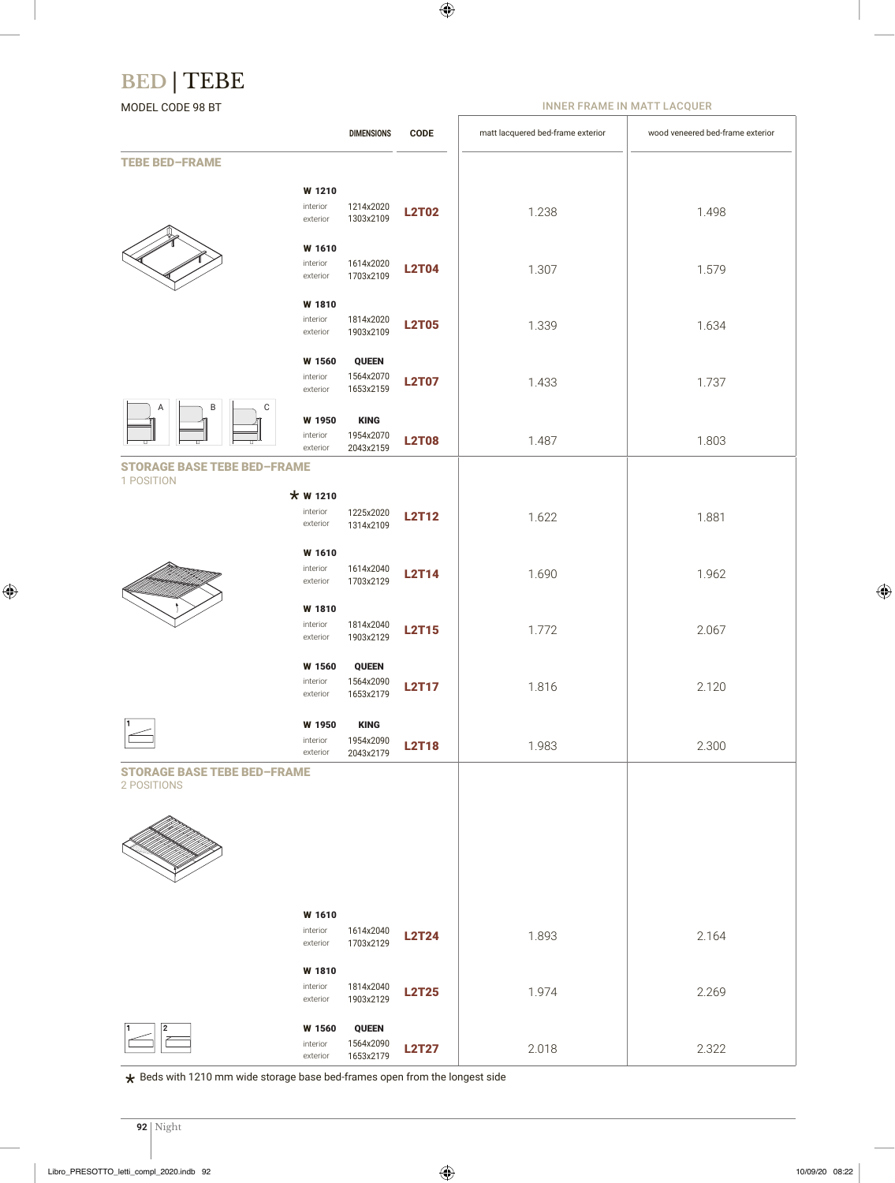# BED | TEBE

MODEL CODE 98 BT

| | DIMENSIONS | CODE | INNER FRAME IN MATT LACQUER matt lacquered bed-frame exterior | wood veneered bed-frame exterior |
|---|---|---|---|---|
| **TEBE BED–FRAME** | | | | |
| **W 1210** interior / exterior | 1214x2020 / 1303x2109 | **L2T02** | 1.238 | 1.498 |
| **W 1610** interior / exterior | 1614x2020 / 1703x2109 | **L2T04** | 1.307 | 1.579 |
| **W 1810** interior / exterior | 1814x2020 / 1903x2109 | **L2T05** | 1.339 | 1.634 |
| **W 1560** **QUEEN** interior / exterior | 1564x2070 / 1653x2159 | **L2T07** | 1.433 | 1.737 |
| **W 1950** **KING** interior / exterior | 1954x2070 / 2043x2159 | **L2T08** | 1.487 | 1.803 |
| **STORAGE BASE TEBE BED–FRAME** 1 POSITION | | | | |
| * **W 1210** interior / exterior | 1225x2020 / 1314x2109 | **L2T12** | 1.622 | 1.881 |
| **W 1610** interior / exterior | 1614x2040 / 1703x2129 | **L2T14** | 1.690 | 1.962 |
| **W 1810** interior / exterior | 1814x2040 / 1903x2129 | **L2T15** | 1.772 | 2.067 |
| **W 1560** **QUEEN** interior / exterior | 1564x2090 / 1653x2179 | **L2T17** | 1.816 | 2.120 |
| **W 1950** **KING** interior / exterior | 1954x2090 / 2043x2179 | **L2T18** | 1.983 | 2.300 |
| **STORAGE BASE TEBE BED–FRAME** 2 POSITIONS | | | | |
| **W 1610** interior / exterior | 1614x2040 / 1703x2129 | **L2T24** | 1.893 | 2.164 |
| **W 1810** interior / exterior | 1814x2040 / 1903x2129 | **L2T25** | 1.974 | 2.269 |
| **W 1560** **QUEEN** interior / exterior | 1564x2090 / 1653x2179 | **L2T27** | 2.018 | 2.322 |

* Beds with 1210 mm wide storage base bed-frames open from the longest side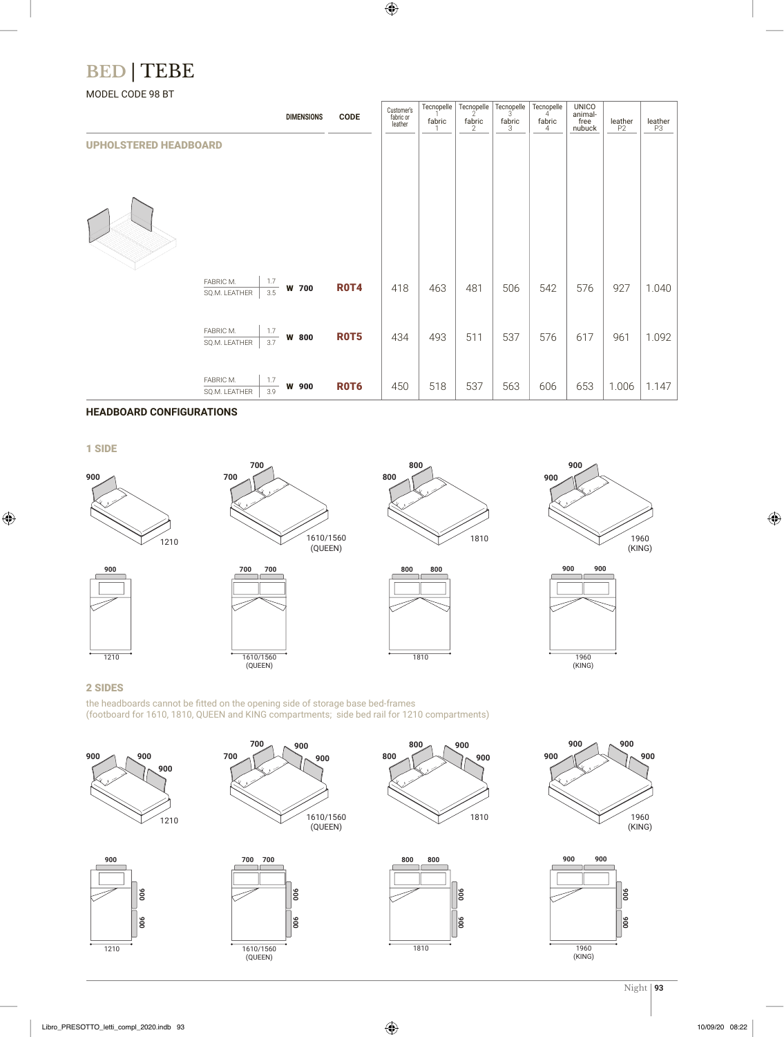# BED | TEBE

MODEL CODE 98 BT

| | DIMENSIONS | CODE | Customer's fabric or leather | Tecnopelle 1 fabric 1 | Tecnopelle 2 fabric 2 | Tecnopelle 3 fabric 3 | Tecnopelle 4 fabric 4 | UNICO animal-free nubuck | leather P2 | leather P3 |
|---|---|---|---|---|---|---|---|---|---|---|
| **UPHOLSTERED HEADBOARD** | | | | | | | | | | |
| FABRIC M. 1.7 / SQ.M. LEATHER 3.5 | W 700 | R0T4 | 418 | 463 | 481 | 506 | 542 | 576 | 927 | 1.040 |
| FABRIC M. 1.7 / SQ.M. LEATHER 3.7 | W 800 | R0T5 | 434 | 493 | 511 | 537 | 576 | 617 | 961 | 1.092 |
| FABRIC M. 1.7 / SQ.M. LEATHER 3.9 | W 900 | R0T6 | 450 | 518 | 537 | 563 | 606 | 653 | 1.006 | 1.147 |

## HEADBOARD CONFIGURATIONS

### 1 SIDE

900
1210

700 700
1610/1560 (QUEEN)

800 800
1810

900 900
1960 (KING)

### 2 SIDES

the headboards cannot be fitted on the opening side of storage base bed-frames
(footboard for 1610, 1810, QUEEN and KING compartments; side bed rail for 1210 compartments)

900 900 900
1210

700 700 900 900
1610/1560 (QUEEN)

800 800 900 900
1810

900 900 900 900
1960 (KING)